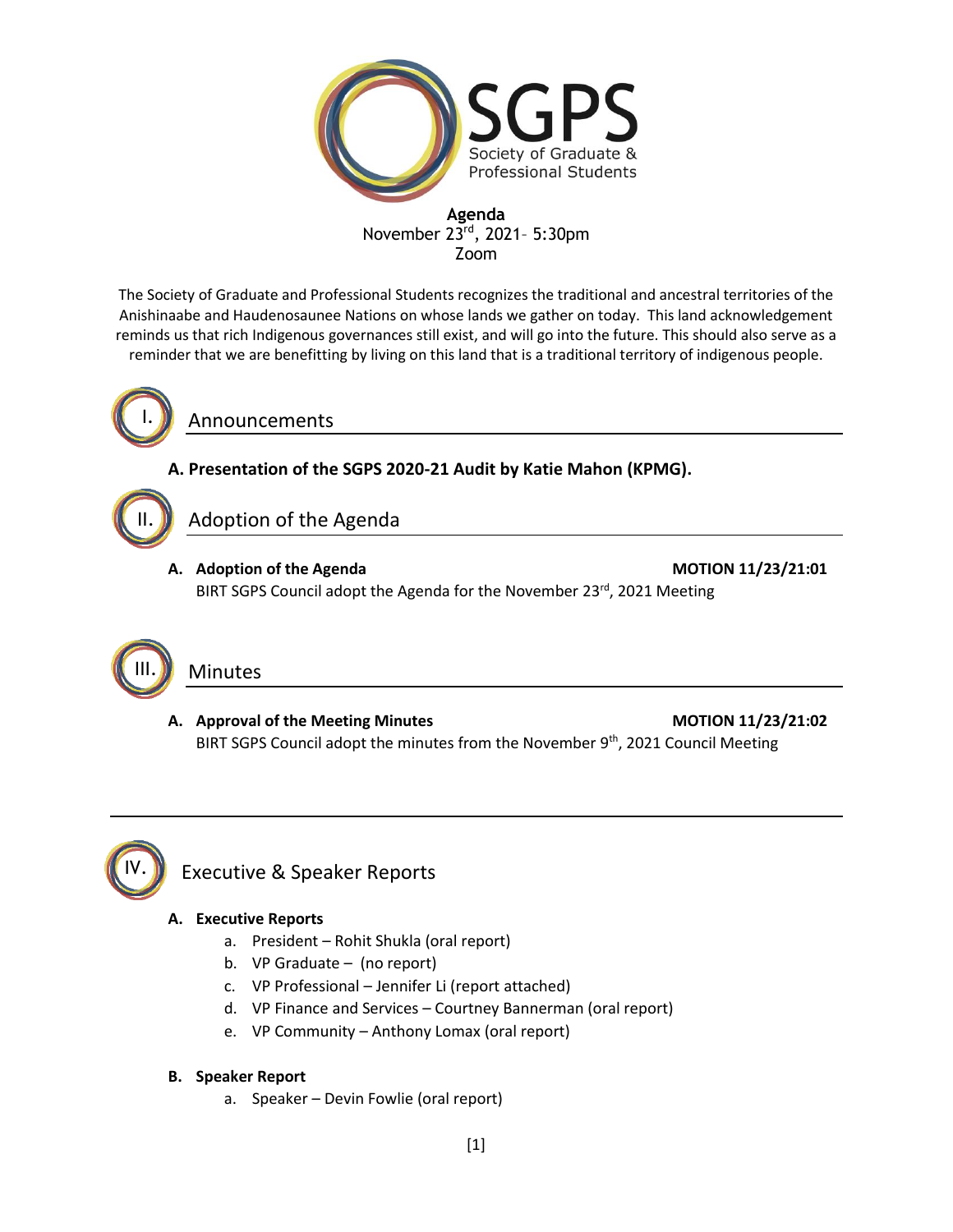# SGPS

Society of Graduate & Professional Students

**Agenda**
November 23rd, 2021– 5:30pm
Zoom

The Society of Graduate and Professional Students recognizes the traditional and ancestral territories of the Anishinaabe and Haudenosaunee Nations on whose lands we gather on today. This land acknowledgement reminds us that rich Indigenous governances still exist, and will go into the future. This should also serve as a reminder that we are benefitting by living on this land that is a traditional territory of indigenous people.

## I. Announcements

**A. Presentation of the SGPS 2020-21 Audit by Katie Mahon (KPMG).**

## II. Adoption of the Agenda

**A. Adoption of the Agenda** **MOTION 11/23/21:01**
BIRT SGPS Council adopt the Agenda for the November 23rd, 2021 Meeting

## III. Minutes

**A. Approval of the Meeting Minutes** **MOTION 11/23/21:02**
BIRT SGPS Council adopt the minutes from the November 9th, 2021 Council Meeting

---

## IV. Executive & Speaker Reports

**A. Executive Reports**

a. President – Rohit Shukla (oral report)
b. VP Graduate – (no report)
c. VP Professional – Jennifer Li (report attached)
d. VP Finance and Services – Courtney Bannerman (oral report)
e. VP Community – Anthony Lomax (oral report)

**B. Speaker Report**

a. Speaker – Devin Fowlie (oral report)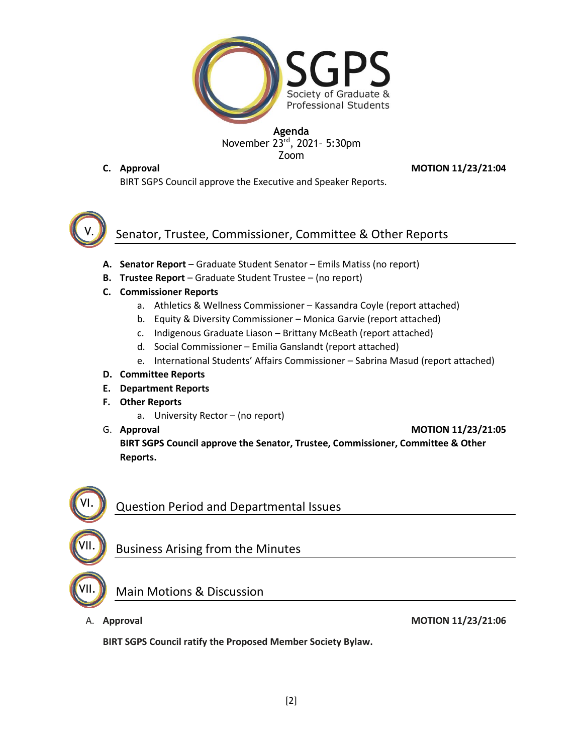**Agenda**
November 23rd, 2021– 5:30pm
Zoom

**C. Approval** **MOTION 11/23/21:04**

BIRT SGPS Council approve the Executive and Speaker Reports.

## V. Senator, Trustee, Commissioner, Committee & Other Reports

**A. Senator Report** – Graduate Student Senator – Emils Matiss (no report)

**B. Trustee Report** – Graduate Student Trustee – (no report)

**C. Commissioner Reports**

a. Athletics & Wellness Commissioner – Kassandra Coyle (report attached)
b. Equity & Diversity Commissioner – Monica Garvie (report attached)
c. Indigenous Graduate Liason – Brittany McBeath (report attached)
d. Social Commissioner – Emilia Ganslandt (report attached)
e. International Students' Affairs Commissioner – Sabrina Masud (report attached)

**D. Committee Reports**

**E. Department Reports**

**F. Other Reports**

a. University Rector – (no report)

G. **Approval** **MOTION 11/23/21:05**

**BIRT SGPS Council approve the Senator, Trustee, Commissioner, Committee & Other Reports.**

## VI. Question Period and Departmental Issues

## VII. Business Arising from the Minutes

## VII. Main Motions & Discussion

A. **Approval** **MOTION 11/23/21:06**

**BIRT SGPS Council ratify the Proposed Member Society Bylaw.**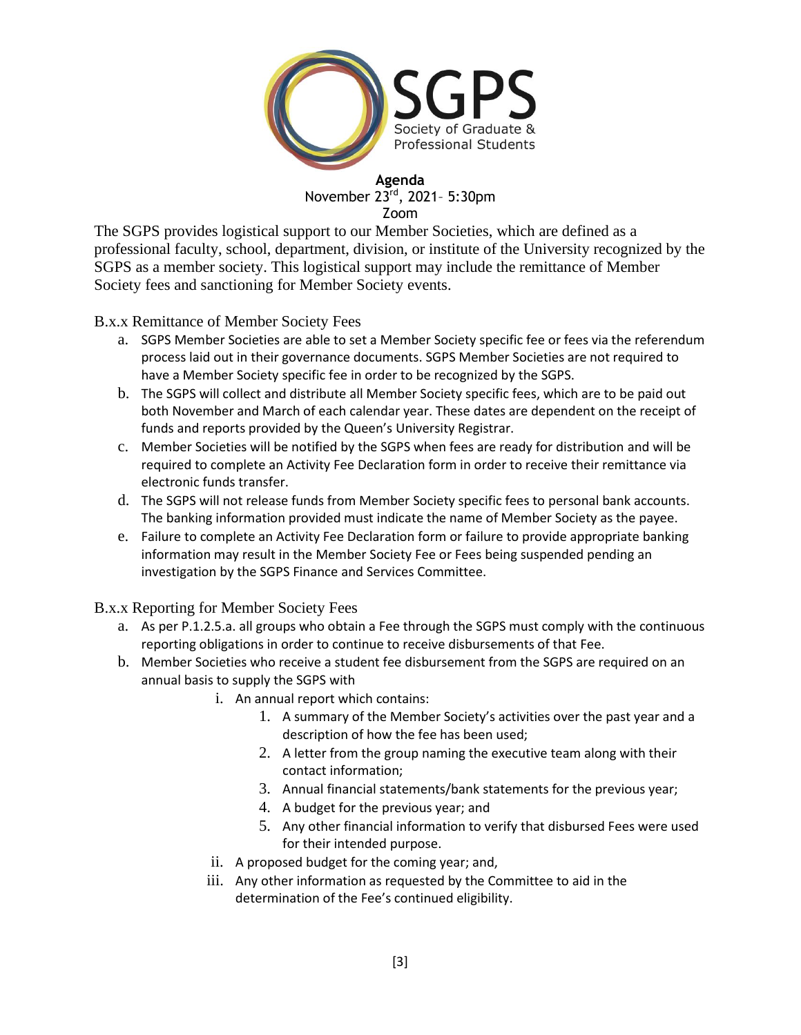**Agenda**
November 23rd, 2021– 5:30pm
Zoom

The SGPS provides logistical support to our Member Societies, which are defined as a professional faculty, school, department, division, or institute of the University recognized by the SGPS as a member society. This logistical support may include the remittance of Member Society fees and sanctioning for Member Society events.

### B.x.x Remittance of Member Society Fees

a. SGPS Member Societies are able to set a Member Society specific fee or fees via the referendum process laid out in their governance documents. SGPS Member Societies are not required to have a Member Society specific fee in order to be recognized by the SGPS.
b. The SGPS will collect and distribute all Member Society specific fees, which are to be paid out both November and March of each calendar year. These dates are dependent on the receipt of funds and reports provided by the Queen's University Registrar.
c. Member Societies will be notified by the SGPS when fees are ready for distribution and will be required to complete an Activity Fee Declaration form in order to receive their remittance via electronic funds transfer.
d. The SGPS will not release funds from Member Society specific fees to personal bank accounts. The banking information provided must indicate the name of Member Society as the payee.
e. Failure to complete an Activity Fee Declaration form or failure to provide appropriate banking information may result in the Member Society Fee or Fees being suspended pending an investigation by the SGPS Finance and Services Committee.

### B.x.x Reporting for Member Society Fees

a. As per P.1.2.5.a. all groups who obtain a Fee through the SGPS must comply with the continuous reporting obligations in order to continue to receive disbursements of that Fee.
b. Member Societies who receive a student fee disbursement from the SGPS are required on an annual basis to supply the SGPS with
   i. An annual report which contains:
      1. A summary of the Member Society's activities over the past year and a description of how the fee has been used;
      2. A letter from the group naming the executive team along with their contact information;
      3. Annual financial statements/bank statements for the previous year;
      4. A budget for the previous year; and
      5. Any other financial information to verify that disbursed Fees were used for their intended purpose.
   ii. A proposed budget for the coming year; and,
   iii. Any other information as requested by the Committee to aid in the determination of the Fee's continued eligibility.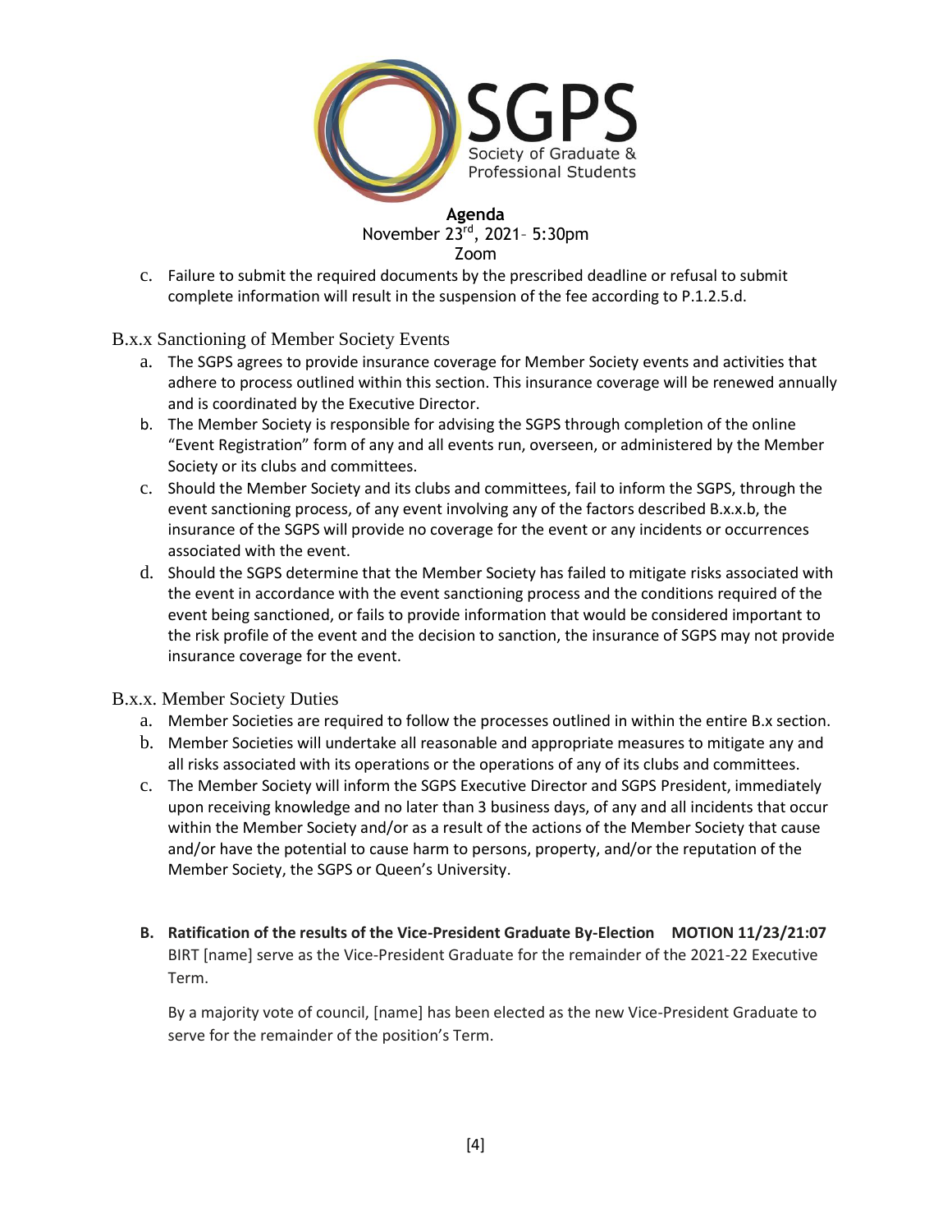c. Failure to submit the required documents by the prescribed deadline or refusal to submit complete information will result in the suspension of the fee according to P.1.2.5.d.

### B.x.x Sanctioning of Member Society Events

a. The SGPS agrees to provide insurance coverage for Member Society events and activities that adhere to process outlined within this section. This insurance coverage will be renewed annually and is coordinated by the Executive Director.
b. The Member Society is responsible for advising the SGPS through completion of the online "Event Registration" form of any and all events run, overseen, or administered by the Member Society or its clubs and committees.
c. Should the Member Society and its clubs and committees, fail to inform the SGPS, through the event sanctioning process, of any event involving any of the factors described B.x.x.b, the insurance of the SGPS will provide no coverage for the event or any incidents or occurrences associated with the event.
d. Should the SGPS determine that the Member Society has failed to mitigate risks associated with the event in accordance with the event sanctioning process and the conditions required of the event being sanctioned, or fails to provide information that would be considered important to the risk profile of the event and the decision to sanction, the insurance of SGPS may not provide insurance coverage for the event.

### B.x.x. Member Society Duties

a. Member Societies are required to follow the processes outlined in within the entire B.x section.
b. Member Societies will undertake all reasonable and appropriate measures to mitigate any and all risks associated with its operations or the operations of any of its clubs and committees.
c. The Member Society will inform the SGPS Executive Director and SGPS President, immediately upon receiving knowledge and no later than 3 business days, of any and all incidents that occur within the Member Society and/or as a result of the actions of the Member Society that cause and/or have the potential to cause harm to persons, property, and/or the reputation of the Member Society, the SGPS or Queen's University.

**B. Ratification of the results of the Vice-President Graduate By-Election MOTION 11/23/21:07**

BIRT [name] serve as the Vice-President Graduate for the remainder of the 2021-22 Executive Term.

By a majority vote of council, [name] has been elected as the new Vice-President Graduate to serve for the remainder of the position's Term.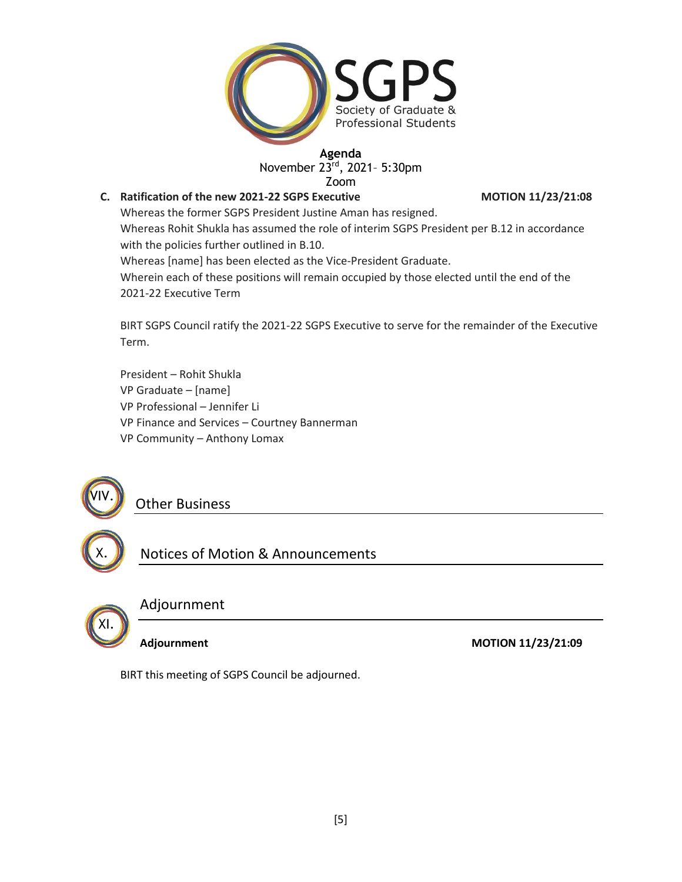**Agenda**
November 23rd, 2021 - 5:30pm
Zoom

**C. Ratification of the new 2021-22 SGPS Executive** **MOTION 11/23/21:08**

Whereas the former SGPS President Justine Aman has resigned.
Whereas Rohit Shukla has assumed the role of interim SGPS President per B.12 in accordance with the policies further outlined in B.10.
Whereas [name] has been elected as the Vice-President Graduate.
Wherein each of these positions will remain occupied by those elected until the end of the 2021-22 Executive Term

BIRT SGPS Council ratify the 2021-22 SGPS Executive to serve for the remainder of the Executive Term.

President – Rohit Shukla
VP Graduate – [name]
VP Professional – Jennifer Li
VP Finance and Services – Courtney Bannerman
VP Community – Anthony Lomax

## VIV. Other Business

## X. Notices of Motion & Announcements

## XI. Adjournment

**Adjournment** **MOTION 11/23/21:09**

BIRT this meeting of SGPS Council be adjourned.